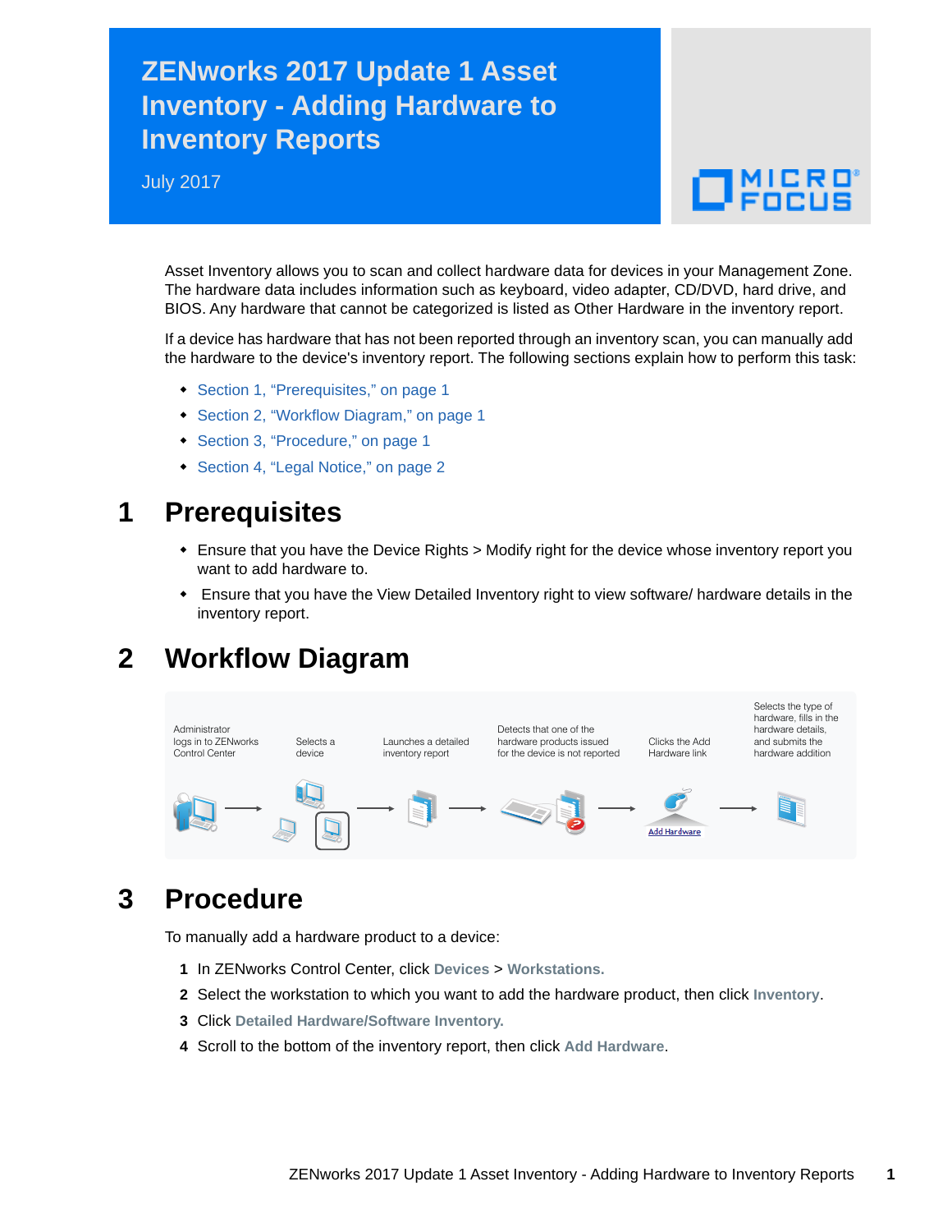# ZENworks 2017 Update 1 Asset Inventory - Adding Hardware to Inventory Reports

July 2017

Asset Inventory allows you to scan and collect hardware data for devices in your Management Zone. The hardware data includes information such as keyboard, video adapter, CD/DVD, hard drive, and BIOS. Any hardware that cannot be categorized is listed as Other Hardware in the inventory report.

If a device has hardware that has not been reported through an inventory scan, you can manually add the hardware to the device's inventory report. The following sections explain how to perform this task:

- Section 1, "Prerequisites," on page 1
- Section 2, "Workflow Diagram," on page 1
- Section 3, "Procedure," on page 1
- Section 4, "Legal Notice," on page 2

## 1 Prerequisites

- Ensure that you have the Device Rights > Modify right for the device whose inventory report you want to add hardware to.
- Ensure that you have the View Detailed Inventory right to view software/ hardware details in the inventory report.

## 2 Workflow Diagram

Administrator logs in to ZENworks Control Center → Selects a device → Launches a detailed inventory report → Detects that one of the hardware products issued for the device is not reported → Clicks the Add Hardware link → Selects the type of hardware, fills in the hardware details, and submits the hardware addition

## 3 Procedure

To manually add a hardware product to a device:

1. In ZENworks Control Center, click **Devices** > **Workstations.**
2. Select the workstation to which you want to add the hardware product, then click **Inventory**.
3. Click **Detailed Hardware/Software Inventory.**
4. Scroll to the bottom of the inventory report, then click **Add Hardware**.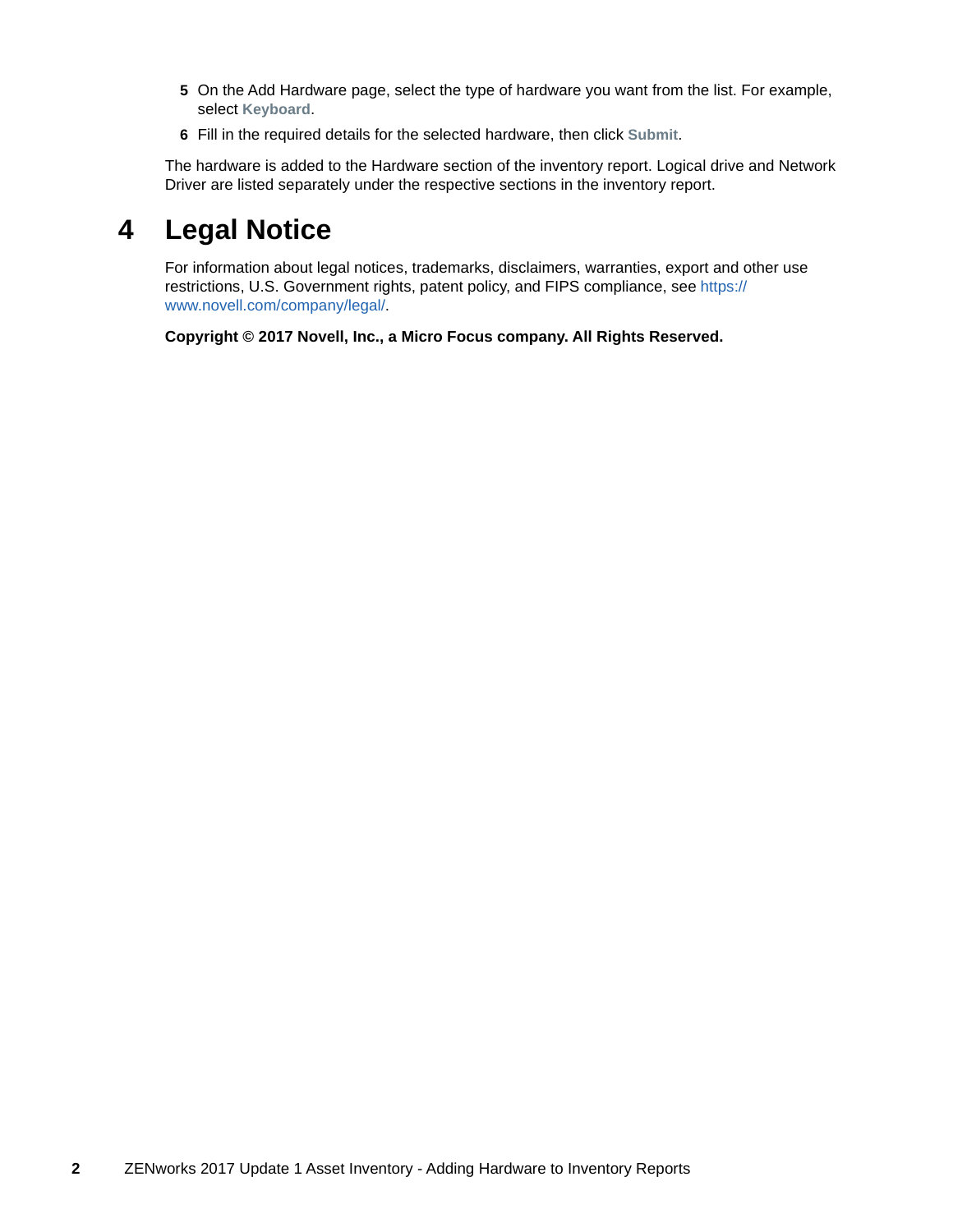5. On the Add Hardware page, select the type of hardware you want from the list. For example, select **Keyboard**.
6. Fill in the required details for the selected hardware, then click **Submit**.

The hardware is added to the Hardware section of the inventory report. Logical drive and Network Driver are listed separately under the respective sections in the inventory report.

# 4 Legal Notice

For information about legal notices, trademarks, disclaimers, warranties, export and other use restrictions, U.S. Government rights, patent policy, and FIPS compliance, see https://www.novell.com/company/legal/.

**Copyright © 2017 Novell, Inc., a Micro Focus company. All Rights Reserved.**